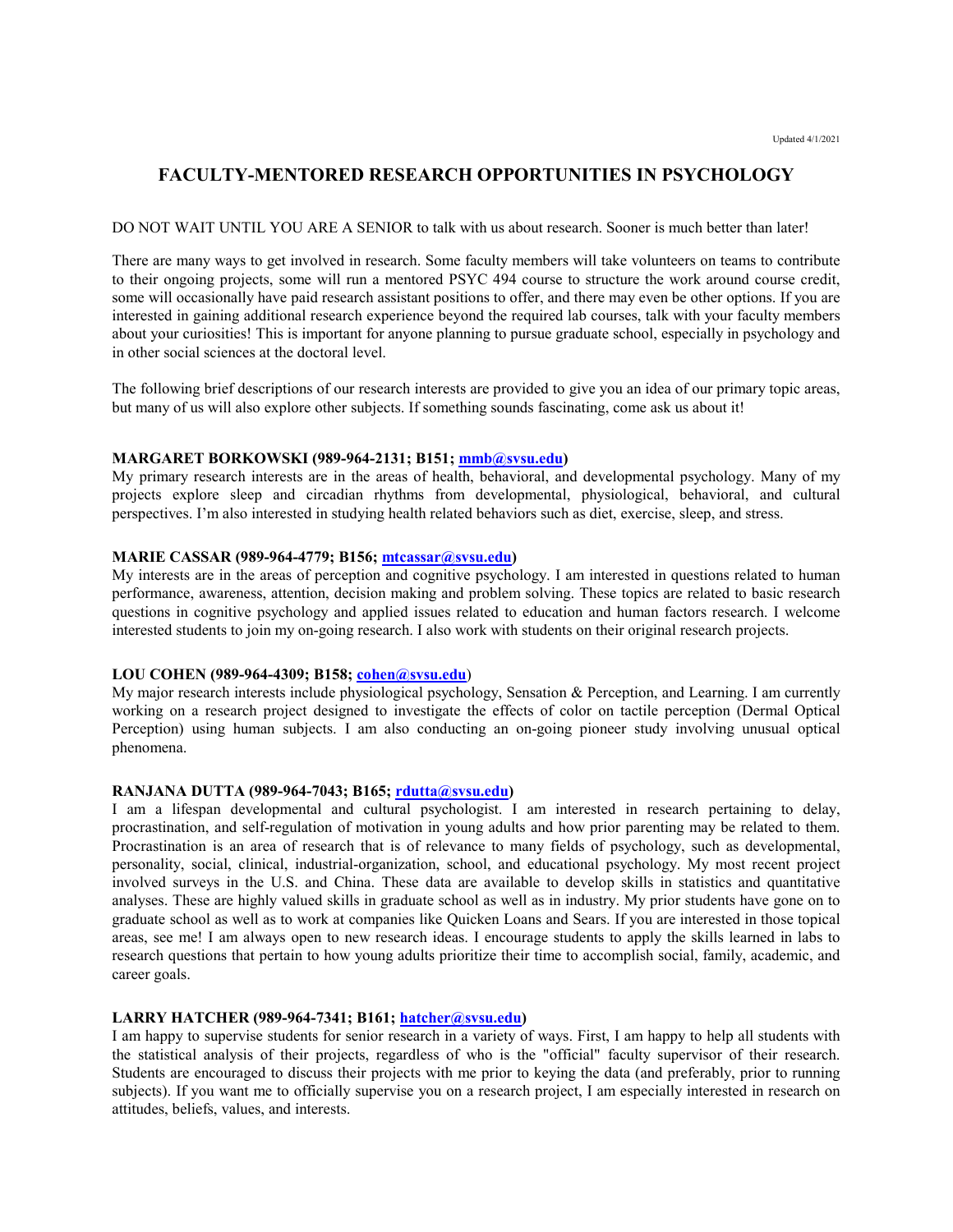Updated 4/1/2021

# FACULTY-MENTORED RESEARCH OPPORTUNITIES IN PSYCHOLOGY

DO NOT WAIT UNTIL YOU ARE A SENIOR to talk with us about research. Sooner is much better than later!

There are many ways to get involved in research. Some faculty members will take volunteers on teams to contribute to their ongoing projects, some will run a mentored PSYC 494 course to structure the work around course credit, some will occasionally have paid research assistant positions to offer, and there may even be other options. If you are interested in gaining additional research experience beyond the required lab courses, talk with your faculty members about your curiosities! This is important for anyone planning to pursue graduate school, especially in psychology and in other social sciences at the doctoral level.

The following brief descriptions of our research interests are provided to give you an idea of our primary topic areas, but many of us will also explore other subjects. If something sounds fascinating, come ask us about it!

**MARGARET BORKOWSKI (989-964-2131; B151; mmb@svsu.edu)**
My primary research interests are in the areas of health, behavioral, and developmental psychology. Many of my projects explore sleep and circadian rhythms from developmental, physiological, behavioral, and cultural perspectives. I'm also interested in studying health related behaviors such as diet, exercise, sleep, and stress.

**MARIE CASSAR (989-964-4779; B156; mtcassar@svsu.edu)**
My interests are in the areas of perception and cognitive psychology. I am interested in questions related to human performance, awareness, attention, decision making and problem solving. These topics are related to basic research questions in cognitive psychology and applied issues related to education and human factors research. I welcome interested students to join my on-going research. I also work with students on their original research projects.

**LOU COHEN (989-964-4309; B158; cohen@svsu.edu)**
My major research interests include physiological psychology, Sensation & Perception, and Learning. I am currently working on a research project designed to investigate the effects of color on tactile perception (Dermal Optical Perception) using human subjects. I am also conducting an on-going pioneer study involving unusual optical phenomena.

**RANJANA DUTTA (989-964-7043; B165; rdutta@svsu.edu)**
I am a lifespan developmental and cultural psychologist. I am interested in research pertaining to delay, procrastination, and self-regulation of motivation in young adults and how prior parenting may be related to them. Procrastination is an area of research that is of relevance to many fields of psychology, such as developmental, personality, social, clinical, industrial-organization, school, and educational psychology. My most recent project involved surveys in the U.S. and China. These data are available to develop skills in statistics and quantitative analyses. These are highly valued skills in graduate school as well as in industry. My prior students have gone on to graduate school as well as to work at companies like Quicken Loans and Sears. If you are interested in those topical areas, see me! I am always open to new research ideas. I encourage students to apply the skills learned in labs to research questions that pertain to how young adults prioritize their time to accomplish social, family, academic, and career goals.

**LARRY HATCHER (989-964-7341; B161; hatcher@svsu.edu)**
I am happy to supervise students for senior research in a variety of ways. First, I am happy to help all students with the statistical analysis of their projects, regardless of who is the "official" faculty supervisor of their research. Students are encouraged to discuss their projects with me prior to keying the data (and preferably, prior to running subjects). If you want me to officially supervise you on a research project, I am especially interested in research on attitudes, beliefs, values, and interests.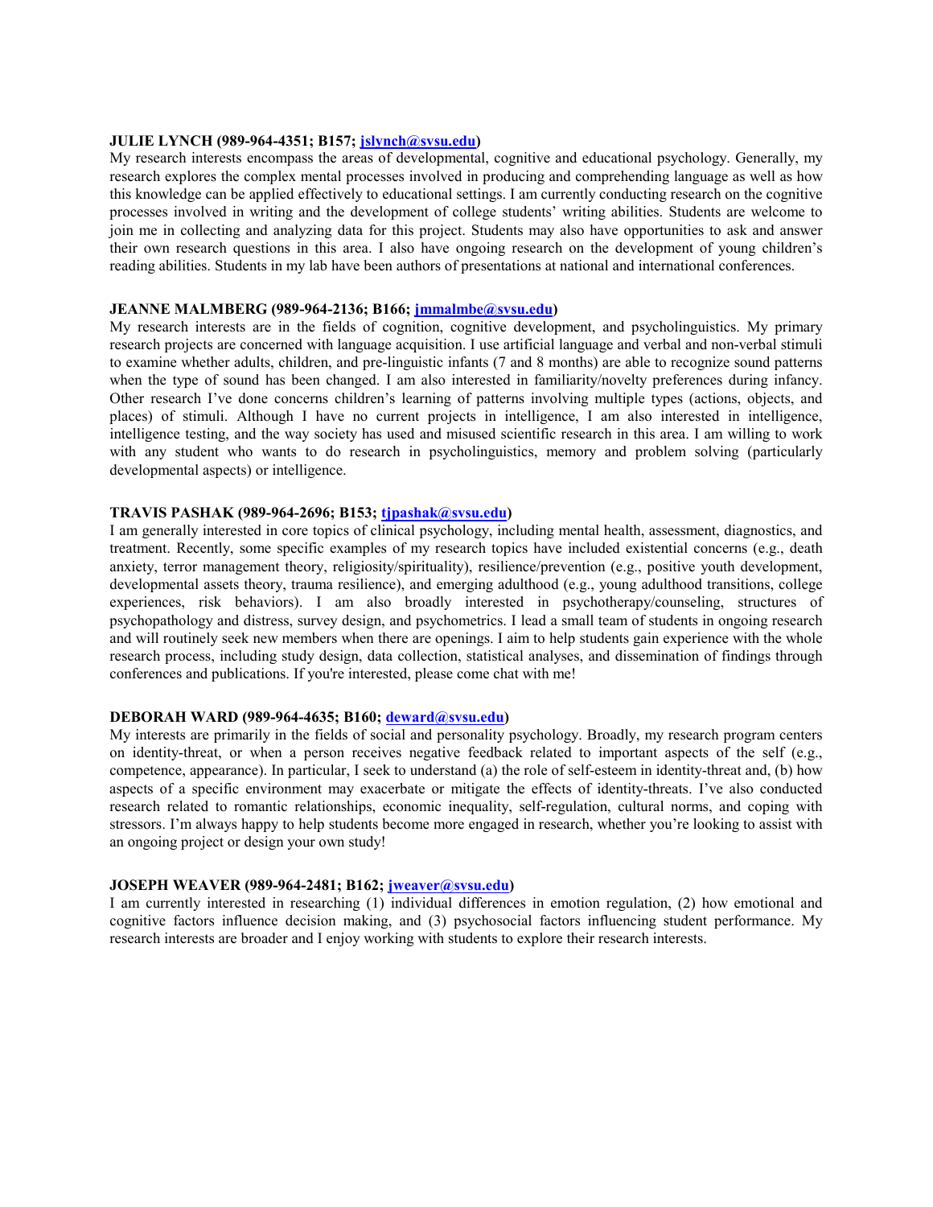**JULIE LYNCH (989-964-4351; B157; jslynch@svsu.edu)**
My research interests encompass the areas of developmental, cognitive and educational psychology. Generally, my research explores the complex mental processes involved in producing and comprehending language as well as how this knowledge can be applied effectively to educational settings. I am currently conducting research on the cognitive processes involved in writing and the development of college students' writing abilities. Students are welcome to join me in collecting and analyzing data for this project. Students may also have opportunities to ask and answer their own research questions in this area. I also have ongoing research on the development of young children's reading abilities. Students in my lab have been authors of presentations at national and international conferences.

**JEANNE MALMBERG (989-964-2136; B166; jmmalmbe@svsu.edu)**
My research interests are in the fields of cognition, cognitive development, and psycholinguistics. My primary research projects are concerned with language acquisition. I use artificial language and verbal and non-verbal stimuli to examine whether adults, children, and pre-linguistic infants (7 and 8 months) are able to recognize sound patterns when the type of sound has been changed. I am also interested in familiarity/novelty preferences during infancy. Other research I've done concerns children's learning of patterns involving multiple types (actions, objects, and places) of stimuli. Although I have no current projects in intelligence, I am also interested in intelligence, intelligence testing, and the way society has used and misused scientific research in this area. I am willing to work with any student who wants to do research in psycholinguistics, memory and problem solving (particularly developmental aspects) or intelligence.

**TRAVIS PASHAK (989-964-2696; B153; tjpashak@svsu.edu)**
I am generally interested in core topics of clinical psychology, including mental health, assessment, diagnostics, and treatment. Recently, some specific examples of my research topics have included existential concerns (e.g., death anxiety, terror management theory, religiosity/spirituality), resilience/prevention (e.g., positive youth development, developmental assets theory, trauma resilience), and emerging adulthood (e.g., young adulthood transitions, college experiences, risk behaviors). I am also broadly interested in psychotherapy/counseling, structures of psychopathology and distress, survey design, and psychometrics. I lead a small team of students in ongoing research and will routinely seek new members when there are openings. I aim to help students gain experience with the whole research process, including study design, data collection, statistical analyses, and dissemination of findings through conferences and publications. If you're interested, please come chat with me!

**DEBORAH WARD (989-964-4635; B160; deward@svsu.edu)**
My interests are primarily in the fields of social and personality psychology. Broadly, my research program centers on identity-threat, or when a person receives negative feedback related to important aspects of the self (e.g., competence, appearance). In particular, I seek to understand (a) the role of self-esteem in identity-threat and, (b) how aspects of a specific environment may exacerbate or mitigate the effects of identity-threats. I've also conducted research related to romantic relationships, economic inequality, self-regulation, cultural norms, and coping with stressors. I'm always happy to help students become more engaged in research, whether you're looking to assist with an ongoing project or design your own study!

**JOSEPH WEAVER (989-964-2481; B162; jweaver@svsu.edu)**
I am currently interested in researching (1) individual differences in emotion regulation, (2) how emotional and cognitive factors influence decision making, and (3) psychosocial factors influencing student performance. My research interests are broader and I enjoy working with students to explore their research interests.